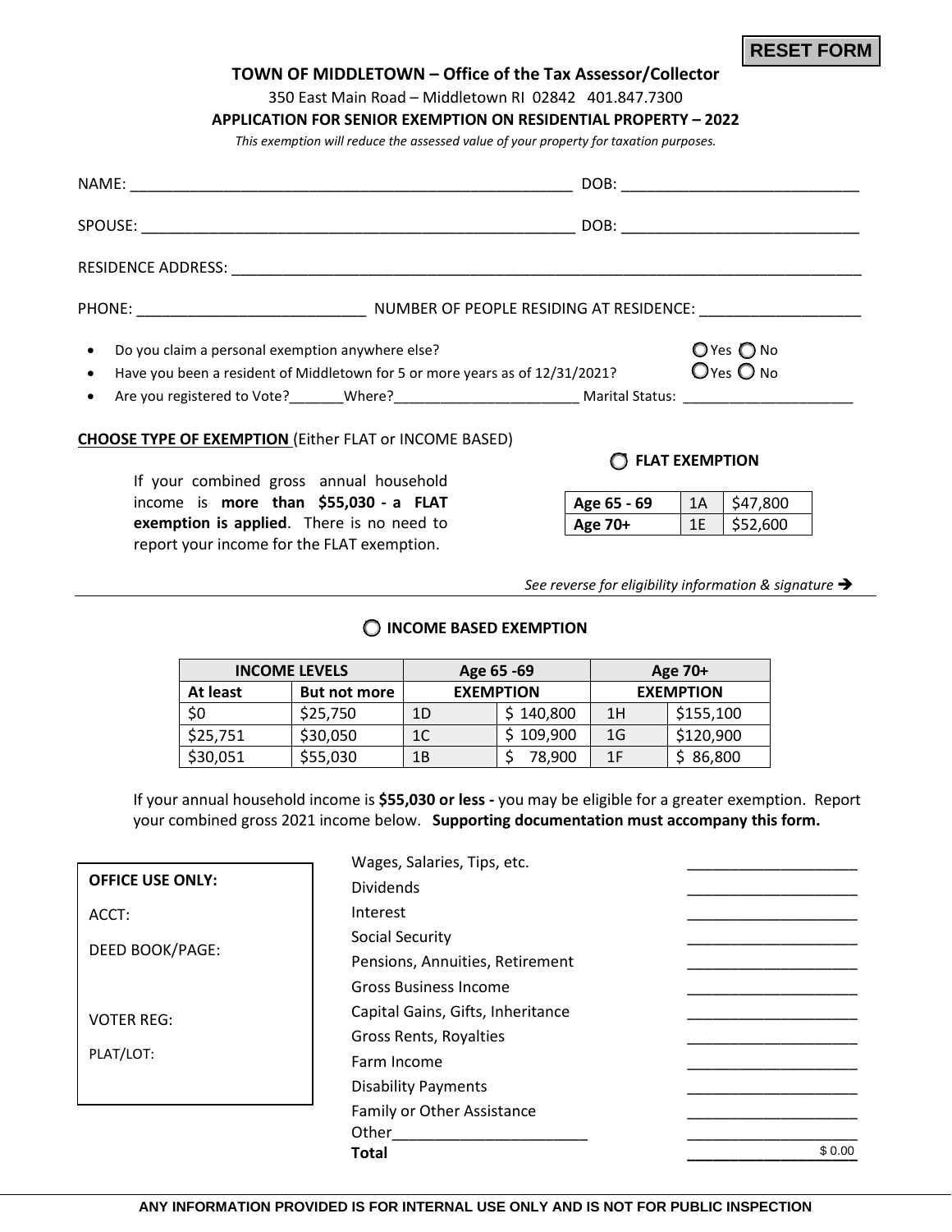RESET FORM

**TOWN OF MIDDLETOWN – Office of the Tax Assessor/Collector**

350 East Main Road – Middletown RI 02842 401.847.7300

**APPLICATION FOR SENIOR EXEMPTION ON RESIDENTIAL PROPERTY – 2022**

*This exemption will reduce the assessed value of your property for taxation purposes.*

NAME: ______________________________________________ DOB: __________________________

SPOUSE: _____________________________________________ DOB: __________________________

RESIDENCE ADDRESS: ___________________________________________________________________

PHONE: __________________________ NUMBER OF PEOPLE RESIDING AT RESIDENCE: __________________

- Do you claim a personal exemption anywhere else? ◯ Yes ◯ No
- Have you been a resident of Middletown for 5 or more years as of 12/31/2021? ◯ Yes ◯ No
- Are you registered to Vote?_______Where?________________________ Marital Status: ______________________

**CHOOSE TYPE OF EXEMPTION** (Either FLAT or INCOME BASED)

If your combined gross annual household income is **more than $55,030 - a FLAT exemption is applied**. There is no need to report your income for the FLAT exemption.

◯ **FLAT EXEMPTION**

| | | |
|---|---|---|
| **Age 65 - 69** | 1A | $47,800 |
| **Age 70+** | 1E | $52,600 |

*See reverse for eligibility information & signature ➔*

◯ **INCOME BASED EXEMPTION**

| **INCOME LEVELS** | | **Age 65 -69** | | **Age 70+** | |
|---|---|---|---|---|---|
| **At least** | **But not more** | **EXEMPTION** | | **EXEMPTION** | |
| $0 | $25,750 | 1D | $ 140,800 | 1H | $155,100 |
| $25,751 | $30,050 | 1C | $ 109,900 | 1G | $120,900 |
| $30,051 | $55,030 | 1B | $ 78,900 | 1F | $ 86,800 |

If your annual household income is **$55,030 or less -** you may be eligible for a greater exemption. Report your combined gross 2021 income below. **Supporting documentation must accompany this form.**

**OFFICE USE ONLY:**

ACCT:

DEED BOOK/PAGE:

VOTER REG:

PLAT/LOT:

| | |
|---|---|
| Wages, Salaries, Tips, etc. | ____________________ |
| Dividends | ____________________ |
| Interest | ____________________ |
| Social Security | ____________________ |
| Pensions, Annuities, Retirement | ____________________ |
| Gross Business Income | ____________________ |
| Capital Gains, Gifts, Inheritance | ____________________ |
| Gross Rents, Royalties | ____________________ |
| Farm Income | ____________________ |
| Disability Payments | ____________________ |
| Family or Other Assistance | ____________________ |
| Other________________________ | ____________________ |
| **Total** | $ 0.00 |

**ANY INFORMATION PROVIDED IS FOR INTERNAL USE ONLY AND IS NOT FOR PUBLIC INSPECTION**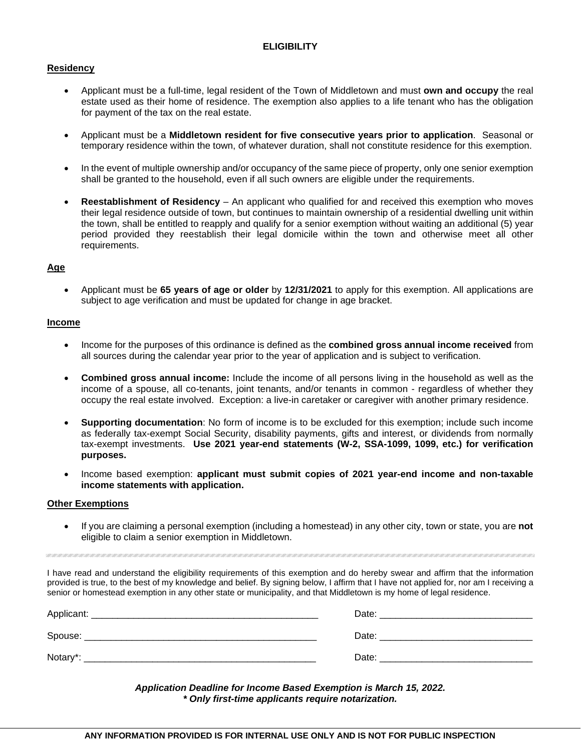## ELIGIBILITY

**Residency**

- Applicant must be a full-time, legal resident of the Town of Middletown and must **own and occupy** the real estate used as their home of residence. The exemption also applies to a life tenant who has the obligation for payment of the tax on the real estate.
- Applicant must be a **Middletown resident for five consecutive years prior to application**. Seasonal or temporary residence within the town, of whatever duration, shall not constitute residence for this exemption.
- In the event of multiple ownership and/or occupancy of the same piece of property, only one senior exemption shall be granted to the household, even if all such owners are eligible under the requirements.
- **Reestablishment of Residency** – An applicant who qualified for and received this exemption who moves their legal residence outside of town, but continues to maintain ownership of a residential dwelling unit within the town, shall be entitled to reapply and qualify for a senior exemption without waiting an additional (5) year period provided they reestablish their legal domicile within the town and otherwise meet all other requirements.

**Age**

- Applicant must be **65 years of age or older** by **12/31/2021** to apply for this exemption. All applications are subject to age verification and must be updated for change in age bracket.

**Income**

- Income for the purposes of this ordinance is defined as the **combined gross annual income received** from all sources during the calendar year prior to the year of application and is subject to verification.
- **Combined gross annual income:** Include the income of all persons living in the household as well as the income of a spouse, all co-tenants, joint tenants, and/or tenants in common - regardless of whether they occupy the real estate involved. Exception: a live-in caretaker or caregiver with another primary residence.
- **Supporting documentation**: No form of income is to be excluded for this exemption; include such income as federally tax-exempt Social Security, disability payments, gifts and interest, or dividends from normally tax-exempt investments. **Use 2021 year-end statements (W-2, SSA-1099, 1099, etc.) for verification purposes.**
- Income based exemption: **applicant must submit copies of 2021 year-end income and non-taxable income statements with application.**

**Other Exemptions**

- If you are claiming a personal exemption (including a homestead) in any other city, town or state, you are **not** eligible to claim a senior exemption in Middletown.

---

I have read and understand the eligibility requirements of this exemption and do hereby swear and affirm that the information provided is true, to the best of my knowledge and belief. By signing below, I affirm that I have not applied for, nor am I receiving a senior or homestead exemption in any other state or municipality, and that Middletown is my home of legal residence.

Applicant: ____________________________________________ Date: _____________________________

Spouse: ______________________________________________ Date: _____________________________

Notary*: _____________________________________________ Date: _____________________________

***Application Deadline for Income Based Exemption is March 15, 2022.***
***\* Only first-time applicants require notarization.***

**ANY INFORMATION PROVIDED IS FOR INTERNAL USE ONLY AND IS NOT FOR PUBLIC INSPECTION**